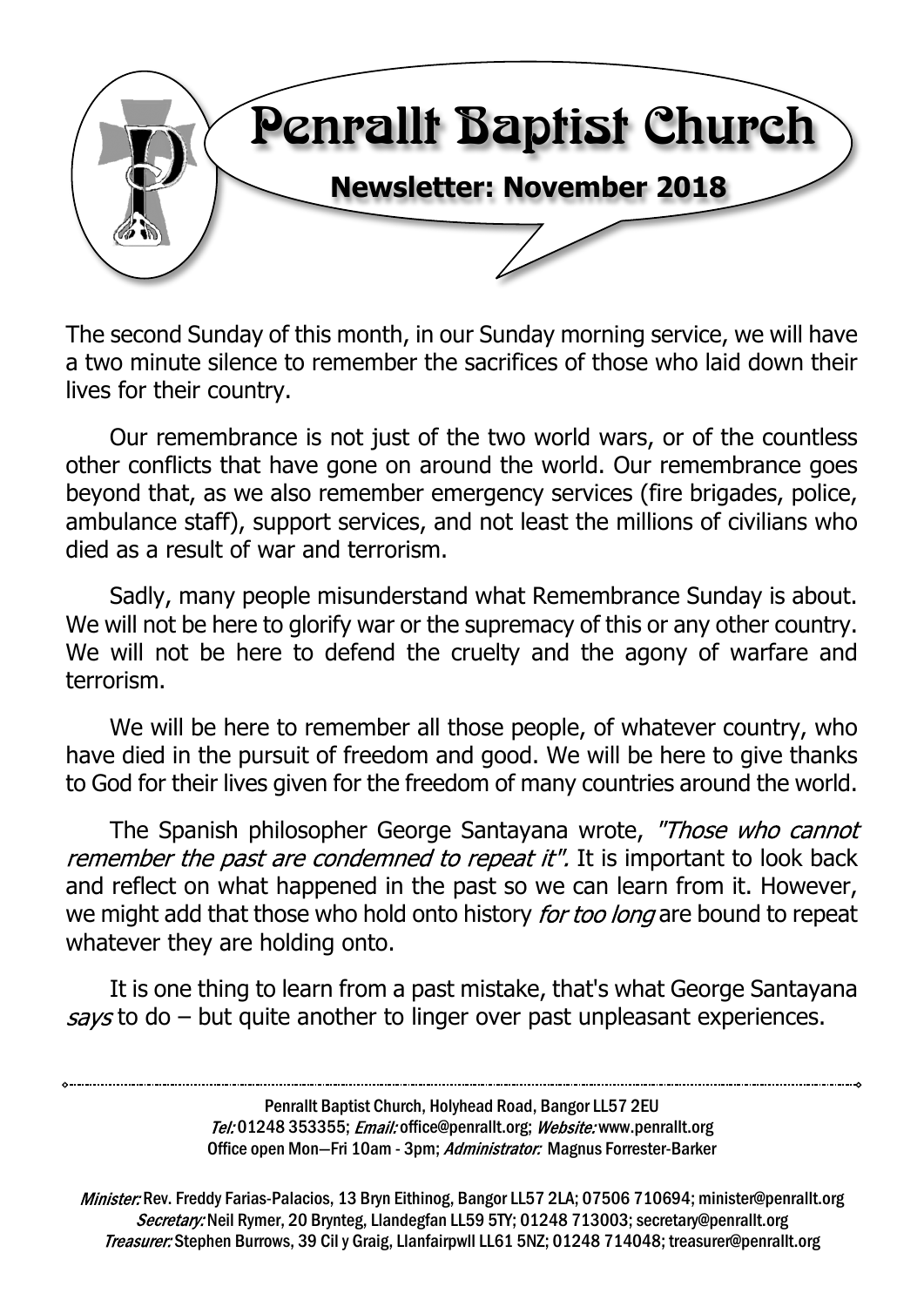# Penrallt Baptist Church

## Newsletter: November 2018

The second Sunday of this month, in our Sunday morning service, we will have a two minute silence to remember the sacrifices of those who laid down their lives for their country.

Our remembrance is not just of the two world wars, or of the countless other conflicts that have gone on around the world. Our remembrance goes beyond that, as we also remember emergency services (fire brigades, police, ambulance staff), support services, and not least the millions of civilians who died as a result of war and terrorism.

Sadly, many people misunderstand what Remembrance Sunday is about. We will not be here to glorify war or the supremacy of this or any other country. We will not be here to defend the cruelty and the agony of warfare and terrorism.

We will be here to remember all those people, of whatever country, who have died in the pursuit of freedom and good. We will be here to give thanks to God for their lives given for the freedom of many countries around the world.

The Spanish philosopher George Santayana wrote, *"Those who cannot remember the past are condemned to repeat it".* It is important to look back and reflect on what happened in the past so we can learn from it. However, we might add that those who hold onto history *for too long* are bound to repeat whatever they are holding onto.

It is one thing to learn from a past mistake, that's what George Santayana *says* to do – but quite another to linger over past unpleasant experiences.

---

Penrallt Baptist Church, Holyhead Road, Bangor LL57 2EU
*Tel:* 01248 353355; *Email:* office@penrallt.org; *Website:* www.penrallt.org
Office open Mon—Fri 10am - 3pm; *Administrator:* Magnus Forrester-Barker

*Minister:* Rev. Freddy Farias-Palacios, 13 Bryn Eithinog, Bangor LL57 2LA; 07506 710694; minister@penrallt.org
*Secretary:* Neil Rymer, 20 Brynteg, Llandegfan LL59 5TY; 01248 713003; secretary@penrallt.org
*Treasurer:* Stephen Burrows, 39 Cil y Graig, Llanfairpwll LL61 5NZ; 01248 714048; treasurer@penrallt.org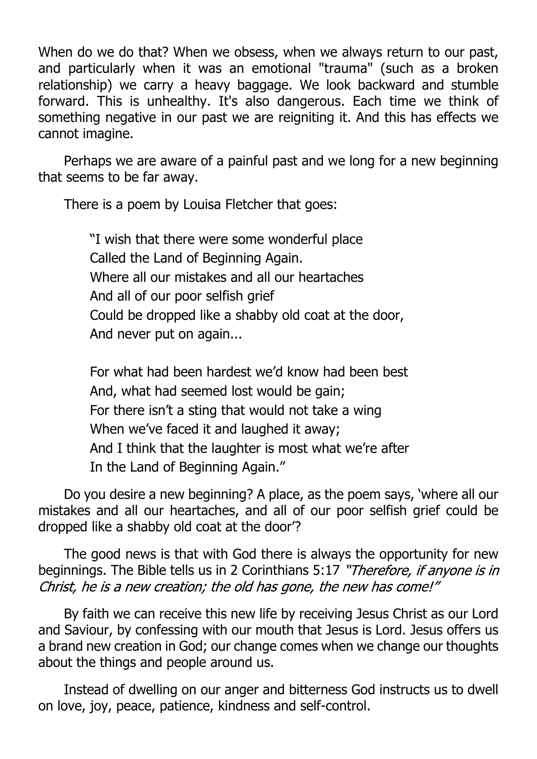When do we do that? When we obsess, when we always return to our past, and particularly when it was an emotional "trauma" (such as a broken relationship) we carry a heavy baggage. We look backward and stumble forward. This is unhealthy. It's also dangerous. Each time we think of something negative in our past we are reigniting it. And this has effects we cannot imagine.

Perhaps we are aware of a painful past and we long for a new beginning that seems to be far away.

There is a poem by Louisa Fletcher that goes:

> "I wish that there were some wonderful place
> Called the Land of Beginning Again.
> Where all our mistakes and all our heartaches
> And all of our poor selfish grief
> Could be dropped like a shabby old coat at the door,
> And never put on again...
>
> For what had been hardest we'd know had been best
> And, what had seemed lost would be gain;
> For there isn't a sting that would not take a wing
> When we've faced it and laughed it away;
> And I think that the laughter is most what we're after
> In the Land of Beginning Again."

Do you desire a new beginning? A place, as the poem says, 'where all our mistakes and all our heartaches, and all of our poor selfish grief could be dropped like a shabby old coat at the door'?

The good news is that with God there is always the opportunity for new beginnings. The Bible tells us in 2 Corinthians 5:17 *"Therefore, if anyone is in Christ, he is a new creation; the old has gone, the new has come!"*

By faith we can receive this new life by receiving Jesus Christ as our Lord and Saviour, by confessing with our mouth that Jesus is Lord. Jesus offers us a brand new creation in God; our change comes when we change our thoughts about the things and people around us.

Instead of dwelling on our anger and bitterness God instructs us to dwell on love, joy, peace, patience, kindness and self-control.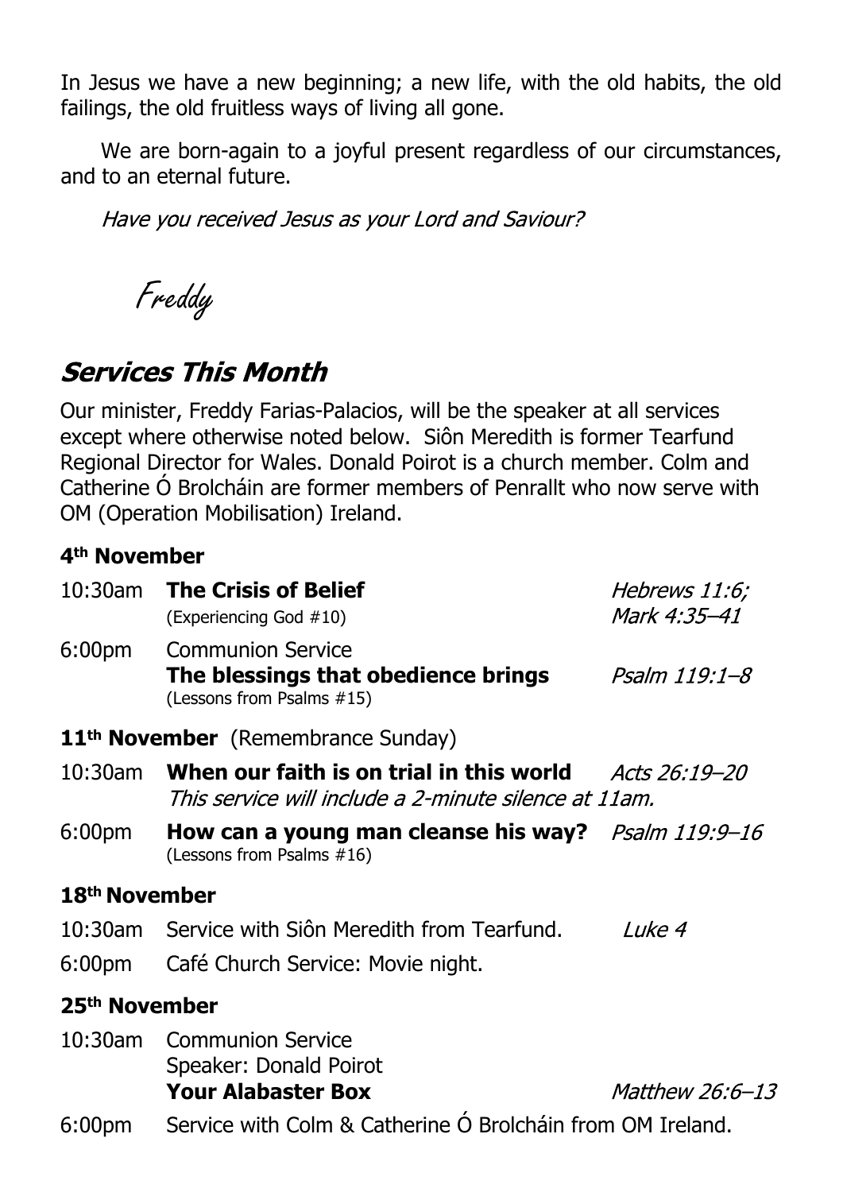In Jesus we have a new beginning; a new life, with the old habits, the old failings, the old fruitless ways of living all gone.

We are born-again to a joyful present regardless of our circumstances, and to an eternal future.

*Have you received Jesus as your Lord and Saviour?*

*Freddy*

## Services This Month

Our minister, Freddy Farias-Palacios, will be the speaker at all services except where otherwise noted below. Siôn Meredith is former Tearfund Regional Director for Wales. Donald Poirot is a church member. Colm and Catherine Ó Brolcháin are former members of Penrallt who now serve with OM (Operation Mobilisation) Ireland.

### 4th November

10:30am **The Crisis of Belief** — *Hebrews 11:6; Mark 4:35–41*
(Experiencing God #10)

6:00pm Communion Service
**The blessings that obedience brings** — *Psalm 119:1–8*
(Lessons from Psalms #15)

### 11th November (Remembrance Sunday)

10:30am **When our faith is on trial in this world** — *Acts 26:19–20*
*This service will include a 2-minute silence at 11am.*

6:00pm **How can a young man cleanse his way?** — *Psalm 119:9–16*
(Lessons from Psalms #16)

### 18th November

10:30am Service with Siôn Meredith from Tearfund. — *Luke 4*

6:00pm Café Church Service: Movie night.

### 25th November

10:30am Communion Service
Speaker: Donald Poirot
**Your Alabaster Box** — *Matthew 26:6–13*

6:00pm Service with Colm & Catherine Ó Brolcháin from OM Ireland.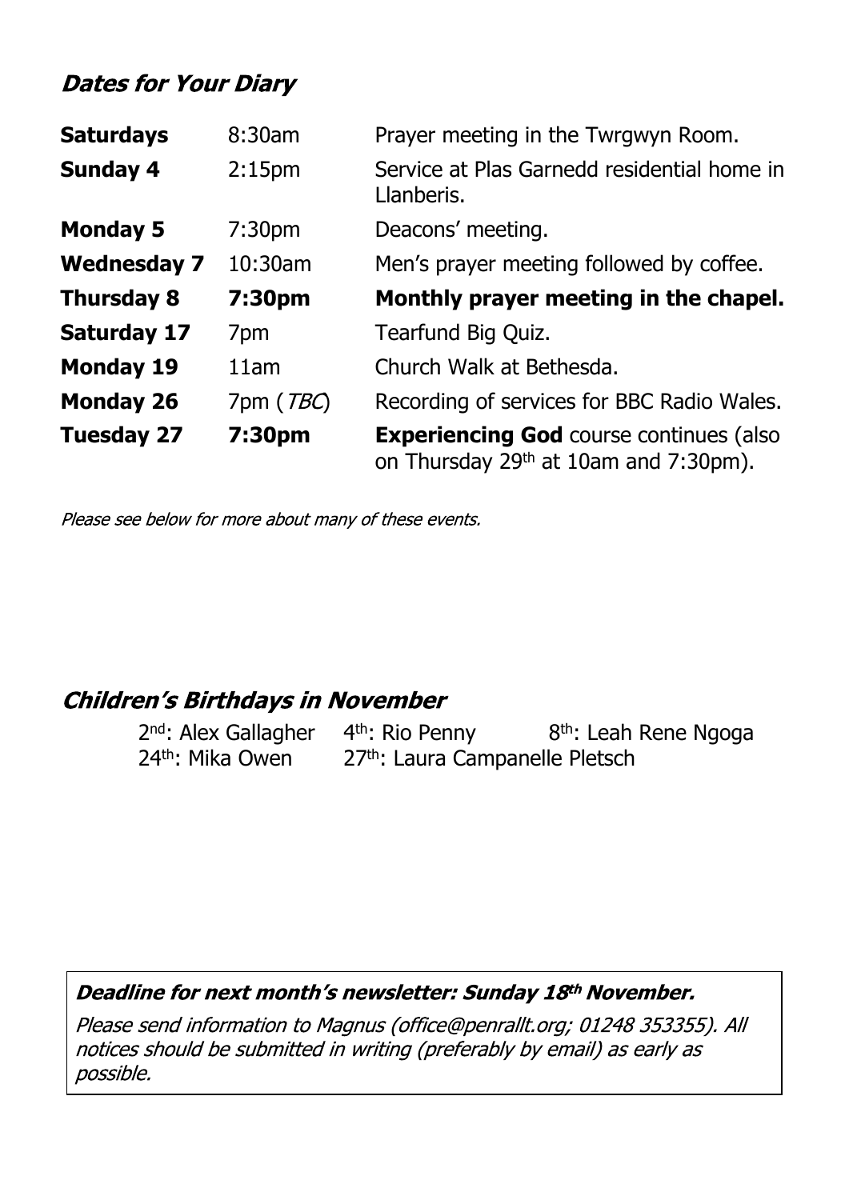## *Dates for Your Diary*

| | | |
|---|---|---|
| **Saturdays** | 8:30am | Prayer meeting in the Twrgwyn Room. |
| **Sunday 4** | 2:15pm | Service at Plas Garnedd residential home in Llanberis. |
| **Monday 5** | 7:30pm | Deacons' meeting. |
| **Wednesday 7** | 10:30am | Men's prayer meeting followed by coffee. |
| **Thursday 8** | **7:30pm** | **Monthly prayer meeting in the chapel.** |
| **Saturday 17** | 7pm | Tearfund Big Quiz. |
| **Monday 19** | 11am | Church Walk at Bethesda. |
| **Monday 26** | 7pm (*TBC*) | Recording of services for BBC Radio Wales. |
| **Tuesday 27** | **7:30pm** | **Experiencing God** course continues (also on Thursday 29th at 10am and 7:30pm). |

*Please see below for more about many of these events.*

## *Children's Birthdays in November*

2nd: Alex Gallagher 4th: Rio Penny 8th: Leah Rene Ngoga
24th: Mika Owen 27th: Laura Campanelle Pletsch

***Deadline for next month's newsletter: Sunday 18th November.***

*Please send information to Magnus (office@penrallt.org; 01248 353355). All notices should be submitted in writing (preferably by email) as early as possible.*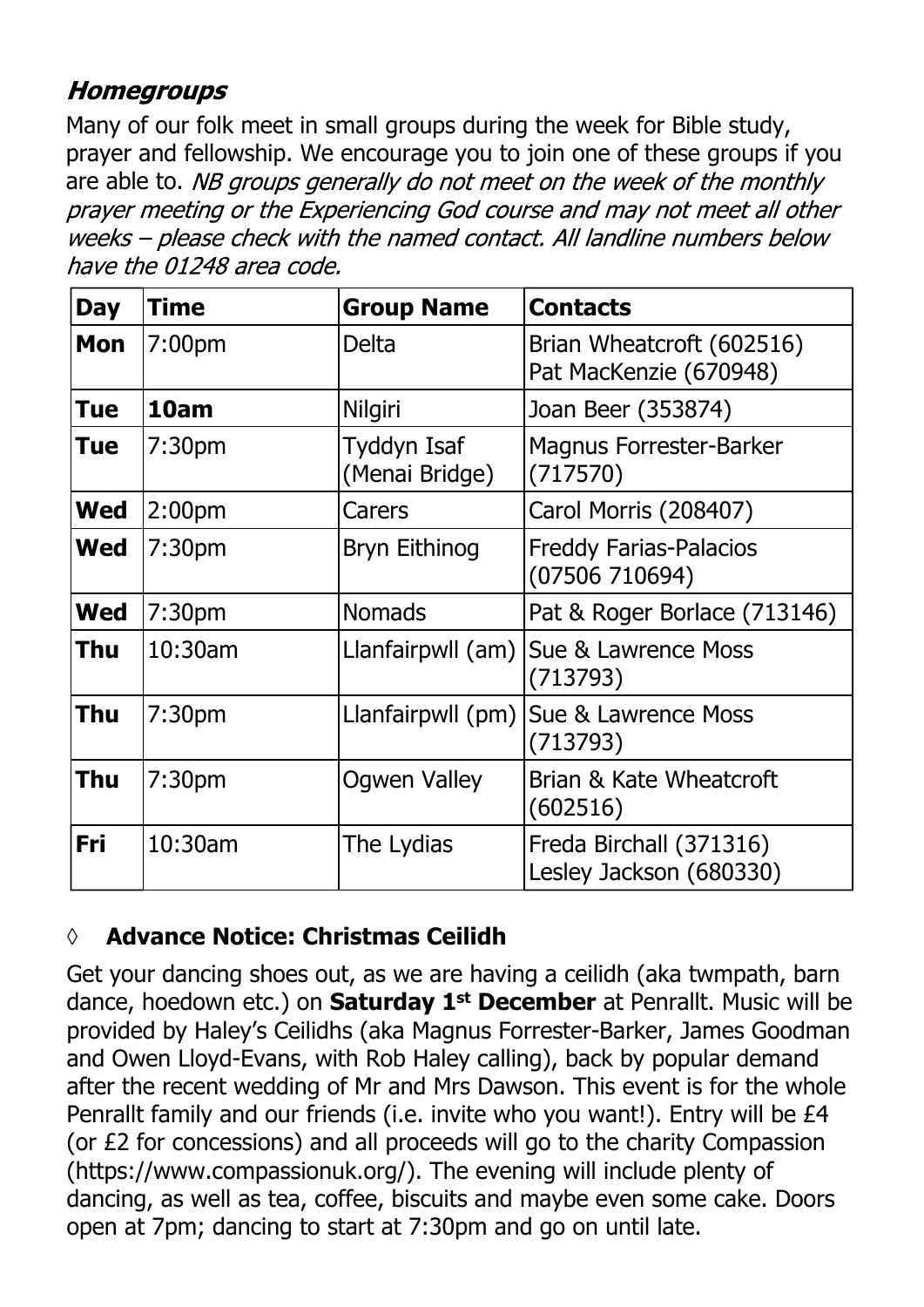## *Homegroups*

Many of our folk meet in small groups during the week for Bible study, prayer and fellowship. We encourage you to join one of these groups if you are able to. *NB groups generally do not meet on the week of the monthly prayer meeting or the Experiencing God course and may not meet all other weeks – please check with the named contact. All landline numbers below have the 01248 area code.*

| Day | Time | Group Name | Contacts |
|---|---|---|---|
| **Mon** | 7:00pm | Delta | Brian Wheatcroft (602516) Pat MacKenzie (670948) |
| **Tue** | **10am** | Nilgiri | Joan Beer (353874) |
| **Tue** | 7:30pm | Tyddyn Isaf (Menai Bridge) | Magnus Forrester-Barker (717570) |
| **Wed** | 2:00pm | Carers | Carol Morris (208407) |
| **Wed** | 7:30pm | Bryn Eithinog | Freddy Farias-Palacios (07506 710694) |
| **Wed** | 7:30pm | Nomads | Pat & Roger Borlace (713146) |
| **Thu** | 10:30am | Llanfairpwll (am) | Sue & Lawrence Moss (713793) |
| **Thu** | 7:30pm | Llanfairpwll (pm) | Sue & Lawrence Moss (713793) |
| **Thu** | 7:30pm | Ogwen Valley | Brian & Kate Wheatcroft (602516) |
| **Fri** | 10:30am | The Lydias | Freda Birchall (371316) Lesley Jackson (680330) |

### ◊ Advance Notice: Christmas Ceilidh

Get your dancing shoes out, as we are having a ceilidh (aka twmpath, barn dance, hoedown etc.) on **Saturday 1st December** at Penrallt. Music will be provided by Haley's Ceilidhs (aka Magnus Forrester-Barker, James Goodman and Owen Lloyd-Evans, with Rob Haley calling), back by popular demand after the recent wedding of Mr and Mrs Dawson. This event is for the whole Penrallt family and our friends (i.e. invite who you want!). Entry will be £4 (or £2 for concessions) and all proceeds will go to the charity Compassion (https://www.compassionuk.org/). The evening will include plenty of dancing, as well as tea, coffee, biscuits and maybe even some cake. Doors open at 7pm; dancing to start at 7:30pm and go on until late.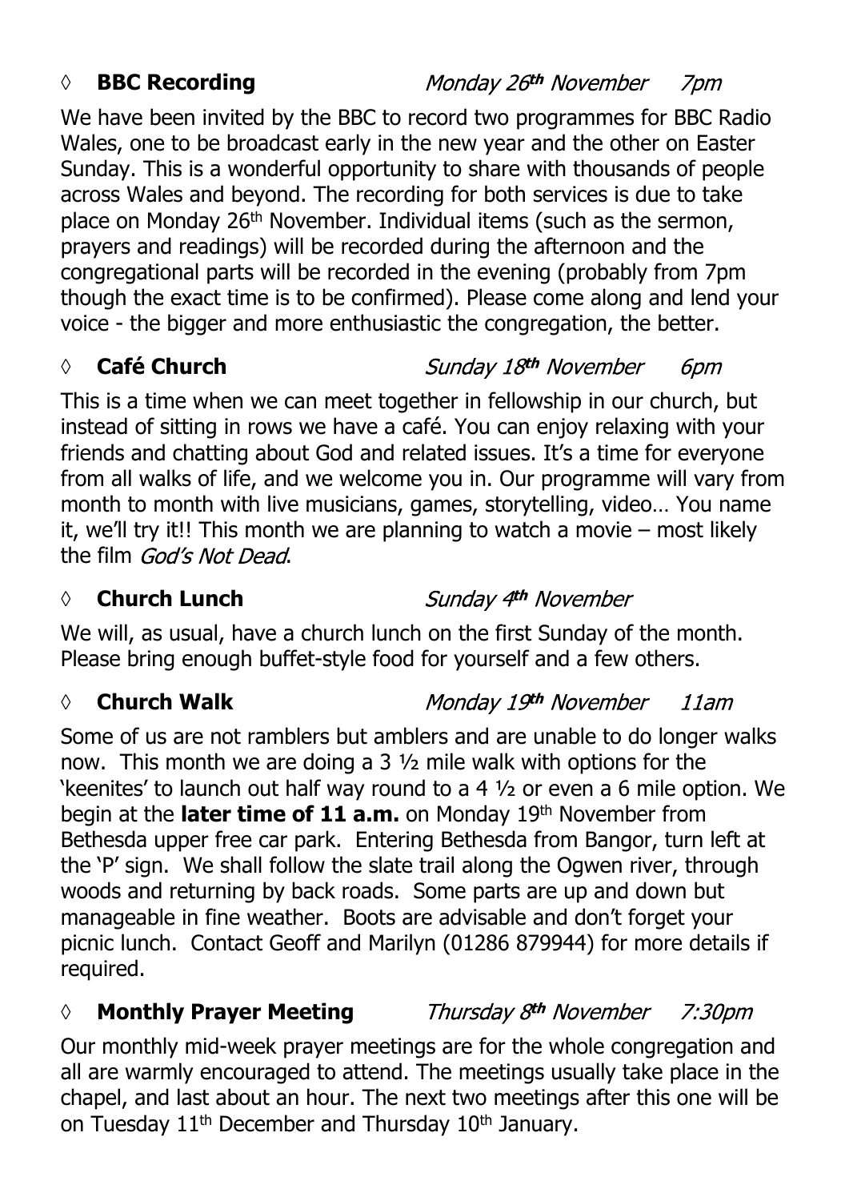◊ **BBC Recording** *Monday 26th November 7pm*

We have been invited by the BBC to record two programmes for BBC Radio Wales, one to be broadcast early in the new year and the other on Easter Sunday. This is a wonderful opportunity to share with thousands of people across Wales and beyond. The recording for both services is due to take place on Monday 26th November. Individual items (such as the sermon, prayers and readings) will be recorded during the afternoon and the congregational parts will be recorded in the evening (probably from 7pm though the exact time is to be confirmed). Please come along and lend your voice - the bigger and more enthusiastic the congregation, the better.

◊ **Café Church** *Sunday 18th November 6pm*

This is a time when we can meet together in fellowship in our church, but instead of sitting in rows we have a café. You can enjoy relaxing with your friends and chatting about God and related issues. It's a time for everyone from all walks of life, and we welcome you in. Our programme will vary from month to month with live musicians, games, storytelling, video… You name it, we'll try it!! This month we are planning to watch a movie – most likely the film *God's Not Dead*.

◊ **Church Lunch** *Sunday 4th November*

We will, as usual, have a church lunch on the first Sunday of the month. Please bring enough buffet-style food for yourself and a few others.

◊ **Church Walk** *Monday 19th November 11am*

Some of us are not ramblers but amblers and are unable to do longer walks now. This month we are doing a 3 ½ mile walk with options for the 'keenites' to launch out half way round to a 4 ½ or even a 6 mile option. We begin at the **later time of 11 a.m.** on Monday 19th November from Bethesda upper free car park. Entering Bethesda from Bangor, turn left at the 'P' sign. We shall follow the slate trail along the Ogwen river, through woods and returning by back roads. Some parts are up and down but manageable in fine weather. Boots are advisable and don't forget your picnic lunch. Contact Geoff and Marilyn (01286 879944) for more details if required.

◊ **Monthly Prayer Meeting** *Thursday 8th November 7:30pm*

Our monthly mid-week prayer meetings are for the whole congregation and all are warmly encouraged to attend. The meetings usually take place in the chapel, and last about an hour. The next two meetings after this one will be on Tuesday 11th December and Thursday 10th January.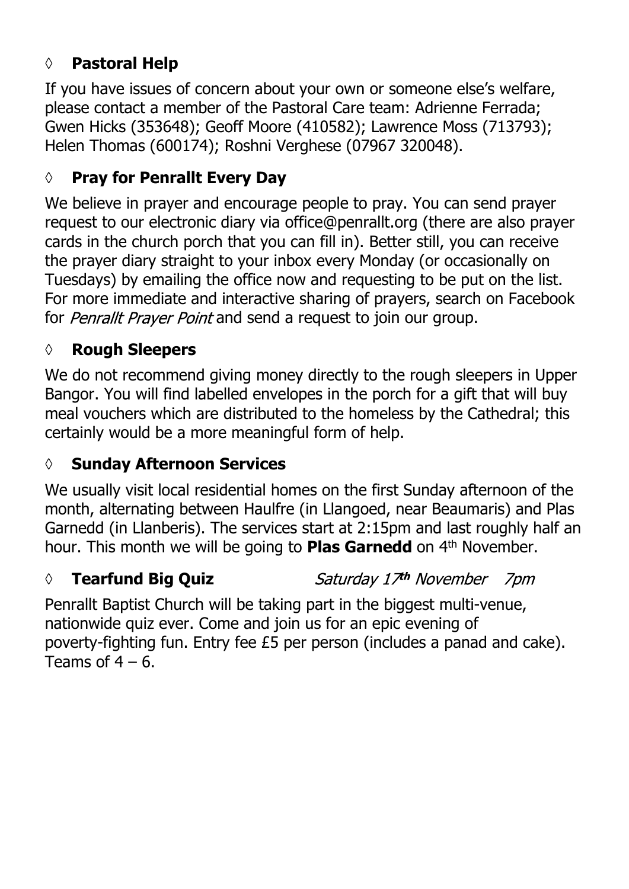## ◊ **Pastoral Help**

If you have issues of concern about your own or someone else's welfare, please contact a member of the Pastoral Care team: Adrienne Ferrada; Gwen Hicks (353648); Geoff Moore (410582); Lawrence Moss (713793); Helen Thomas (600174); Roshni Verghese (07967 320048).

## ◊ **Pray for Penrallt Every Day**

We believe in prayer and encourage people to pray. You can send prayer request to our electronic diary via office@penrallt.org (there are also prayer cards in the church porch that you can fill in). Better still, you can receive the prayer diary straight to your inbox every Monday (or occasionally on Tuesdays) by emailing the office now and requesting to be put on the list. For more immediate and interactive sharing of prayers, search on Facebook for *Penrallt Prayer Point* and send a request to join our group.

## ◊ **Rough Sleepers**

We do not recommend giving money directly to the rough sleepers in Upper Bangor. You will find labelled envelopes in the porch for a gift that will buy meal vouchers which are distributed to the homeless by the Cathedral; this certainly would be a more meaningful form of help.

## ◊ **Sunday Afternoon Services**

We usually visit local residential homes on the first Sunday afternoon of the month, alternating between Haulfre (in Llangoed, near Beaumaris) and Plas Garnedd (in Llanberis). The services start at 2:15pm and last roughly half an hour. This month we will be going to **Plas Garnedd** on 4th November.

## ◊ **Tearfund Big Quiz** *Saturday 17th November 7pm*

Penrallt Baptist Church will be taking part in the biggest multi-venue, nationwide quiz ever. Come and join us for an epic evening of poverty-fighting fun. Entry fee £5 per person (includes a panad and cake). Teams of 4 – 6.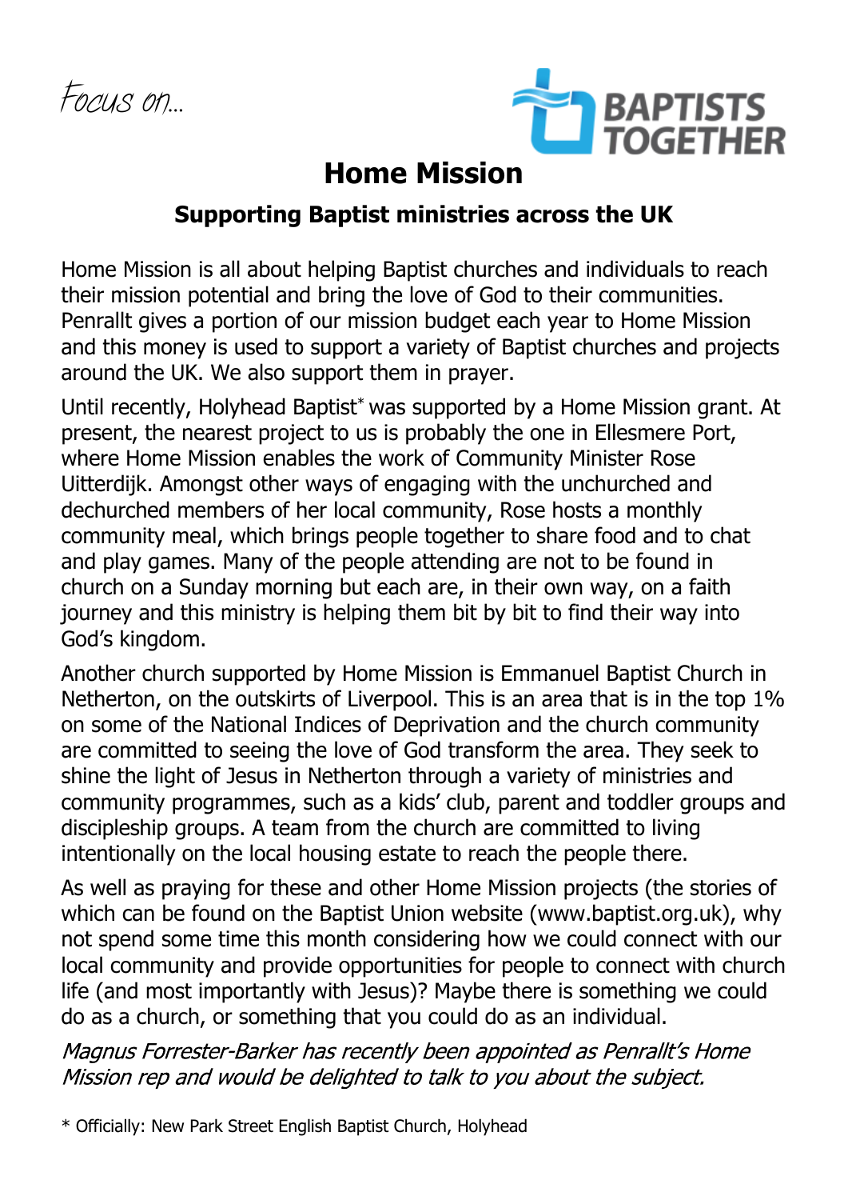*Focus on...*

BAPTISTS TOGETHER

# Home Mission

## Supporting Baptist ministries across the UK

Home Mission is all about helping Baptist churches and individuals to reach their mission potential and bring the love of God to their communities. Penrallt gives a portion of our mission budget each year to Home Mission and this money is used to support a variety of Baptist churches and projects around the UK. We also support them in prayer.

Until recently, Holyhead Baptist* was supported by a Home Mission grant. At present, the nearest project to us is probably the one in Ellesmere Port, where Home Mission enables the work of Community Minister Rose Uitterdijk. Amongst other ways of engaging with the unchurched and dechurched members of her local community, Rose hosts a monthly community meal, which brings people together to share food and to chat and play games. Many of the people attending are not to be found in church on a Sunday morning but each are, in their own way, on a faith journey and this ministry is helping them bit by bit to find their way into God's kingdom.

Another church supported by Home Mission is Emmanuel Baptist Church in Netherton, on the outskirts of Liverpool. This is an area that is in the top 1% on some of the National Indices of Deprivation and the church community are committed to seeing the love of God transform the area. They seek to shine the light of Jesus in Netherton through a variety of ministries and community programmes, such as a kids' club, parent and toddler groups and discipleship groups. A team from the church are committed to living intentionally on the local housing estate to reach the people there.

As well as praying for these and other Home Mission projects (the stories of which can be found on the Baptist Union website (www.baptist.org.uk), why not spend some time this month considering how we could connect with our local community and provide opportunities for people to connect with church life (and most importantly with Jesus)? Maybe there is something we could do as a church, or something that you could do as an individual.

*Magnus Forrester-Barker has recently been appointed as Penrallt's Home Mission rep and would be delighted to talk to you about the subject.*

* Officially: New Park Street English Baptist Church, Holyhead